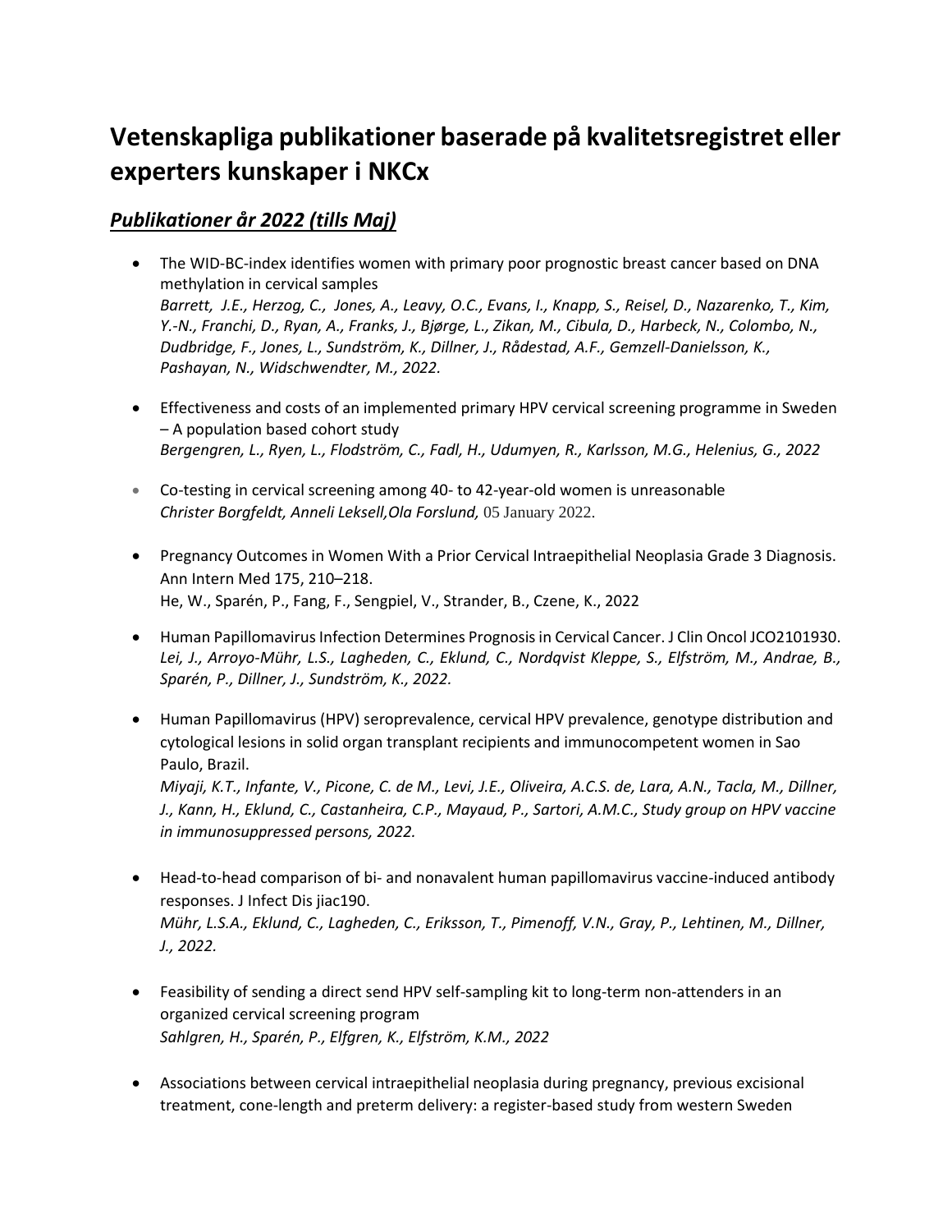# Vetenskapliga publikationer baserade på kvalitetsregistret eller experters kunskaper i NKCx

## *Publikationer år 2022 (tills Maj)*

- The WID-BC-index identifies women with primary poor prognostic breast cancer based on DNA methylation in cervical samples
  *Barrett, J.E., Herzog, C., Jones, A., Leavy, O.C., Evans, I., Knapp, S., Reisel, D., Nazarenko, T., Kim, Y.-N., Franchi, D., Ryan, A., Franks, J., Bjørge, L., Zikan, M., Cibula, D., Harbeck, N., Colombo, N., Dudbridge, F., Jones, L., Sundström, K., Dillner, J., Rådestad, A.F., Gemzell-Danielsson, K., Pashayan, N., Widschwendter, M., 2022.*

- Effectiveness and costs of an implemented primary HPV cervical screening programme in Sweden – A population based cohort study
  *Bergengren, L., Ryen, L., Flodström, C., Fadl, H., Udumyen, R., Karlsson, M.G., Helenius, G., 2022*

- Co-testing in cervical screening among 40- to 42-year-old women is unreasonable
  *Christer Borgfeldt, Anneli Leksell,Ola Forslund,* 05 January 2022.

- Pregnancy Outcomes in Women With a Prior Cervical Intraepithelial Neoplasia Grade 3 Diagnosis. Ann Intern Med 175, 210–218.
  He, W., Sparén, P., Fang, F., Sengpiel, V., Strander, B., Czene, K., 2022

- Human Papillomavirus Infection Determines Prognosis in Cervical Cancer. J Clin Oncol JCO2101930.
  *Lei, J., Arroyo-Mühr, L.S., Lagheden, C., Eklund, C., Nordqvist Kleppe, S., Elfström, M., Andrae, B., Sparén, P., Dillner, J., Sundström, K., 2022.*

- Human Papillomavirus (HPV) seroprevalence, cervical HPV prevalence, genotype distribution and cytological lesions in solid organ transplant recipients and immunocompetent women in Sao Paulo, Brazil.
  *Miyaji, K.T., Infante, V., Picone, C. de M., Levi, J.E., Oliveira, A.C.S. de, Lara, A.N., Tacla, M., Dillner, J., Kann, H., Eklund, C., Castanheira, C.P., Mayaud, P., Sartori, A.M.C., Study group on HPV vaccine in immunosuppressed persons, 2022.*

- Head-to-head comparison of bi- and nonavalent human papillomavirus vaccine-induced antibody responses. J Infect Dis jiac190.
  *Mühr, L.S.A., Eklund, C., Lagheden, C., Eriksson, T., Pimenoff, V.N., Gray, P., Lehtinen, M., Dillner, J., 2022.*

- Feasibility of sending a direct send HPV self-sampling kit to long-term non-attenders in an organized cervical screening program
  *Sahlgren, H., Sparén, P., Elfgren, K., Elfström, K.M., 2022*

- Associations between cervical intraepithelial neoplasia during pregnancy, previous excisional treatment, cone-length and preterm delivery: a register-based study from western Sweden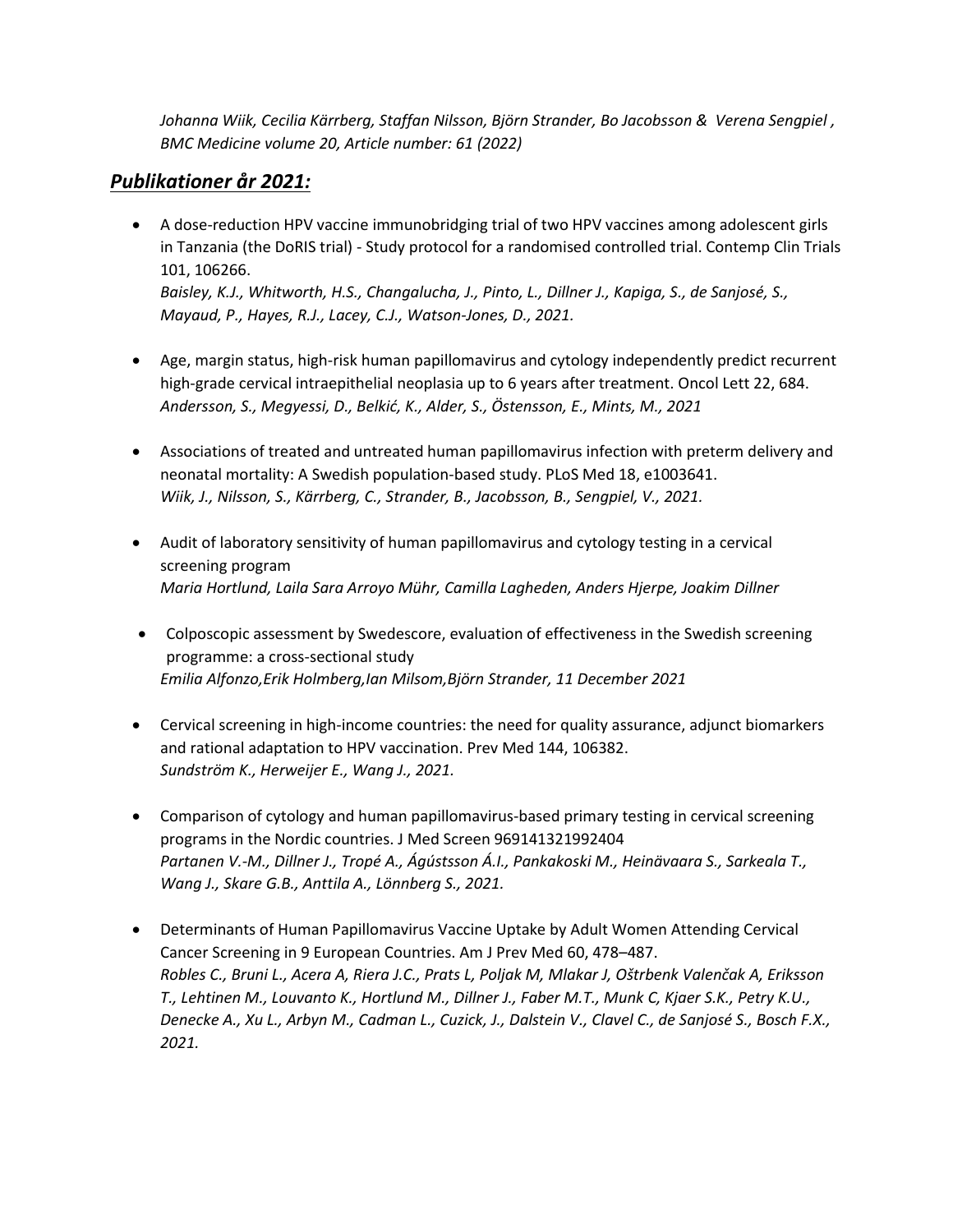*Johanna Wiik, Cecilia Kärrberg, Staffan Nilsson, Björn Strander, Bo Jacobsson & Verena Sengpiel , BMC Medicine volume 20, Article number: 61 (2022)*

## ***Publikationer år 2021:***

- A dose-reduction HPV vaccine immunobridging trial of two HPV vaccines among adolescent girls in Tanzania (the DoRIS trial) - Study protocol for a randomised controlled trial. Contemp Clin Trials 101, 106266.
  *Baisley, K.J., Whitworth, H.S., Changalucha, J., Pinto, L., Dillner J., Kapiga, S., de Sanjosé, S., Mayaud, P., Hayes, R.J., Lacey, C.J., Watson-Jones, D., 2021.*

- Age, margin status, high-risk human papillomavirus and cytology independently predict recurrent high-grade cervical intraepithelial neoplasia up to 6 years after treatment. Oncol Lett 22, 684.
  *Andersson, S., Megyessi, D., Belkić, K., Alder, S., Östensson, E., Mints, M., 2021*

- Associations of treated and untreated human papillomavirus infection with preterm delivery and neonatal mortality: A Swedish population-based study. PLoS Med 18, e1003641.
  *Wiik, J., Nilsson, S., Kärrberg, C., Strander, B., Jacobsson, B., Sengpiel, V., 2021.*

- Audit of laboratory sensitivity of human papillomavirus and cytology testing in a cervical screening program
  *Maria Hortlund, Laila Sara Arroyo Mühr, Camilla Lagheden, Anders Hjerpe, Joakim Dillner*

- Colposcopic assessment by Swedescore, evaluation of effectiveness in the Swedish screening programme: a cross-sectional study
  *Emilia Alfonzo,Erik Holmberg,Ian Milsom,Björn Strander, 11 December 2021*

- Cervical screening in high-income countries: the need for quality assurance, adjunct biomarkers and rational adaptation to HPV vaccination. Prev Med 144, 106382.
  *Sundström K., Herweijer E., Wang J., 2021.*

- Comparison of cytology and human papillomavirus-based primary testing in cervical screening programs in the Nordic countries. J Med Screen 969141321992404
  *Partanen V.-M., Dillner J., Tropé A., Ágústsson Á.I., Pankakoski M., Heinävaara S., Sarkeala T., Wang J., Skare G.B., Anttila A., Lönnberg S., 2021.*

- Determinants of Human Papillomavirus Vaccine Uptake by Adult Women Attending Cervical Cancer Screening in 9 European Countries. Am J Prev Med 60, 478–487.
  *Robles C., Bruni L., Acera A, Riera J.C., Prats L, Poljak M, Mlakar J, Oštrbenk Valenčak A, Eriksson T., Lehtinen M., Louvanto K., Hortlund M., Dillner J., Faber M.T., Munk C, Kjaer S.K., Petry K.U., Denecke A., Xu L., Arbyn M., Cadman L., Cuzick, J., Dalstein V., Clavel C., de Sanjosé S., Bosch F.X., 2021.*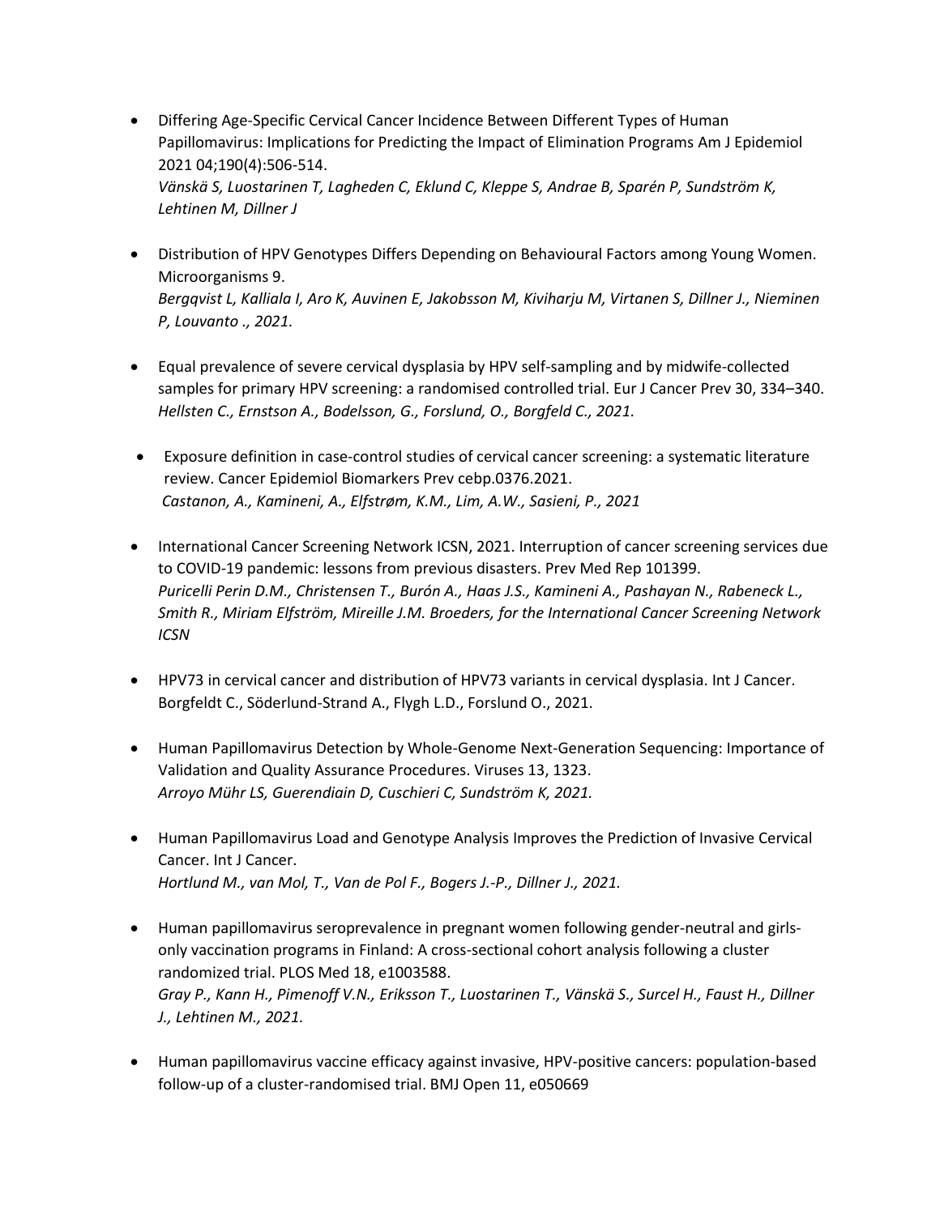- Differing Age-Specific Cervical Cancer Incidence Between Different Types of Human Papillomavirus: Implications for Predicting the Impact of Elimination Programs Am J Epidemiol 2021 04;190(4):506-514.
  *Vänskä S, Luostarinen T, Lagheden C, Eklund C, Kleppe S, Andrae B, Sparén P, Sundström K, Lehtinen M, Dillner J*

- Distribution of HPV Genotypes Differs Depending on Behavioural Factors among Young Women. Microorganisms 9.
  *Bergqvist L, Kalliala I, Aro K, Auvinen E, Jakobsson M, Kiviharju M, Virtanen S, Dillner J., Nieminen P, Louvanto ., 2021.*

- Equal prevalence of severe cervical dysplasia by HPV self-sampling and by midwife-collected samples for primary HPV screening: a randomised controlled trial. Eur J Cancer Prev 30, 334–340.
  *Hellsten C., Ernstson A., Bodelsson, G., Forslund, O., Borgfeld C., 2021.*

- Exposure definition in case-control studies of cervical cancer screening: a systematic literature review. Cancer Epidemiol Biomarkers Prev cebp.0376.2021.
  *Castanon, A., Kamineni, A., Elfstrøm, K.M., Lim, A.W., Sasieni, P., 2021*

- International Cancer Screening Network ICSN, 2021. Interruption of cancer screening services due to COVID-19 pandemic: lessons from previous disasters. Prev Med Rep 101399.
  *Puricelli Perin D.M., Christensen T., Burón A., Haas J.S., Kamineni A., Pashayan N., Rabeneck L., Smith R., Miriam Elfström, Mireille J.M. Broeders, for the International Cancer Screening Network ICSN*

- HPV73 in cervical cancer and distribution of HPV73 variants in cervical dysplasia. Int J Cancer. Borgfeldt C., Söderlund-Strand A., Flygh L.D., Forslund O., 2021.

- Human Papillomavirus Detection by Whole-Genome Next-Generation Sequencing: Importance of Validation and Quality Assurance Procedures. Viruses 13, 1323.
  *Arroyo Mühr LS, Guerendiain D, Cuschieri C, Sundström K, 2021.*

- Human Papillomavirus Load and Genotype Analysis Improves the Prediction of Invasive Cervical Cancer. Int J Cancer.
  *Hortlund M., van Mol, T., Van de Pol F., Bogers J.-P., Dillner J., 2021.*

- Human papillomavirus seroprevalence in pregnant women following gender-neutral and girls-only vaccination programs in Finland: A cross-sectional cohort analysis following a cluster randomized trial. PLOS Med 18, e1003588.
  *Gray P., Kann H., Pimenoff V.N., Eriksson T., Luostarinen T., Vänskä S., Surcel H., Faust H., Dillner J., Lehtinen M., 2021.*

- Human papillomavirus vaccine efficacy against invasive, HPV-positive cancers: population-based follow-up of a cluster-randomised trial. BMJ Open 11, e050669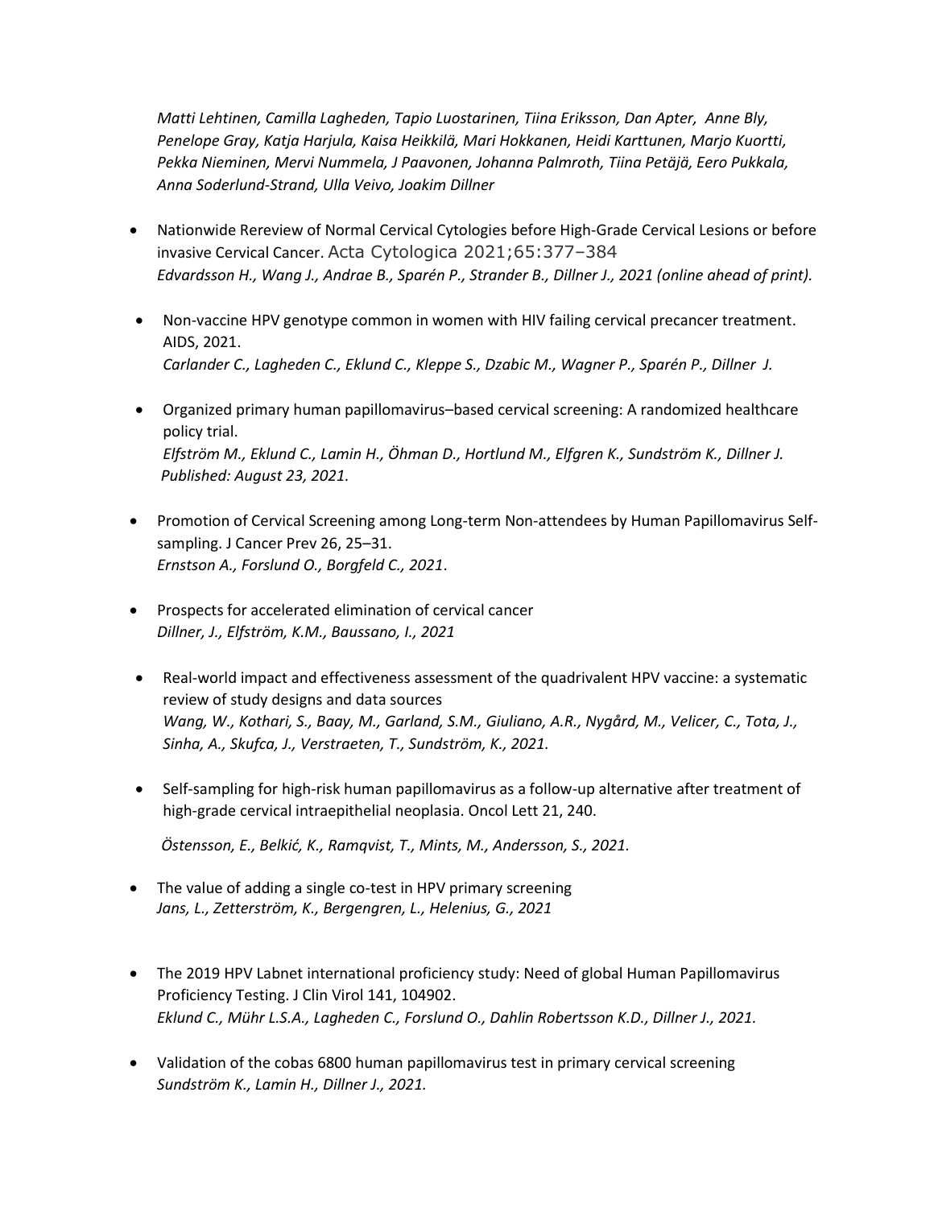*Matti Lehtinen, Camilla Lagheden, Tapio Luostarinen, Tiina Eriksson, Dan Apter, Anne Bly, Penelope Gray, Katja Harjula, Kaisa Heikkilä, Mari Hokkanen, Heidi Karttunen, Marjo Kuortti, Pekka Nieminen, Mervi Nummela, J Paavonen, Johanna Palmroth, Tiina Petäjä, Eero Pukkala, Anna Soderlund-Strand, Ulla Veivo, Joakim Dillner*

- Nationwide Rereview of Normal Cervical Cytologies before High-Grade Cervical Lesions or before invasive Cervical Cancer. Acta Cytologica 2021;65:377–384
  *Edvardsson H., Wang J., Andrae B., Sparén P., Strander B., Dillner J., 2021 (online ahead of print).*

- Non-vaccine HPV genotype common in women with HIV failing cervical precancer treatment. AIDS, 2021.
  *Carlander C., Lagheden C., Eklund C., Kleppe S., Dzabic M., Wagner P., Sparén P., Dillner J.*

- Organized primary human papillomavirus–based cervical screening: A randomized healthcare policy trial.
  *Elfström M., Eklund C., Lamin H., Öhman D., Hortlund M., Elfgren K., Sundström K., Dillner J. Published: August 23, 2021.*

- Promotion of Cervical Screening among Long-term Non-attendees by Human Papillomavirus Self-sampling. J Cancer Prev 26, 25–31.
  *Ernstson A., Forslund O., Borgfeld C., 2021*.

- Prospects for accelerated elimination of cervical cancer
  *Dillner, J., Elfström, K.M., Baussano, I., 2021*

- Real-world impact and effectiveness assessment of the quadrivalent HPV vaccine: a systematic review of study designs and data sources
  *Wang, W., Kothari, S., Baay, M., Garland, S.M., Giuliano, A.R., Nygård, M., Velicer, C., Tota, J., Sinha, A., Skufca, J., Verstraeten, T., Sundström, K., 2021.*

- Self-sampling for high-risk human papillomavirus as a follow-up alternative after treatment of high-grade cervical intraepithelial neoplasia. Oncol Lett 21, 240.

  *Östensson, E., Belkić, K., Ramqvist, T., Mints, M., Andersson, S., 2021.*

- The value of adding a single co-test in HPV primary screening
  *Jans, L., Zetterström, K., Bergengren, L., Helenius, G., 2021*

- The 2019 HPV Labnet international proficiency study: Need of global Human Papillomavirus Proficiency Testing. J Clin Virol 141, 104902.
  *Eklund C., Mühr L.S.A., Lagheden C., Forslund O., Dahlin Robertsson K.D., Dillner J., 2021.*

- Validation of the cobas 6800 human papillomavirus test in primary cervical screening
  *Sundström K., Lamin H., Dillner J., 2021.*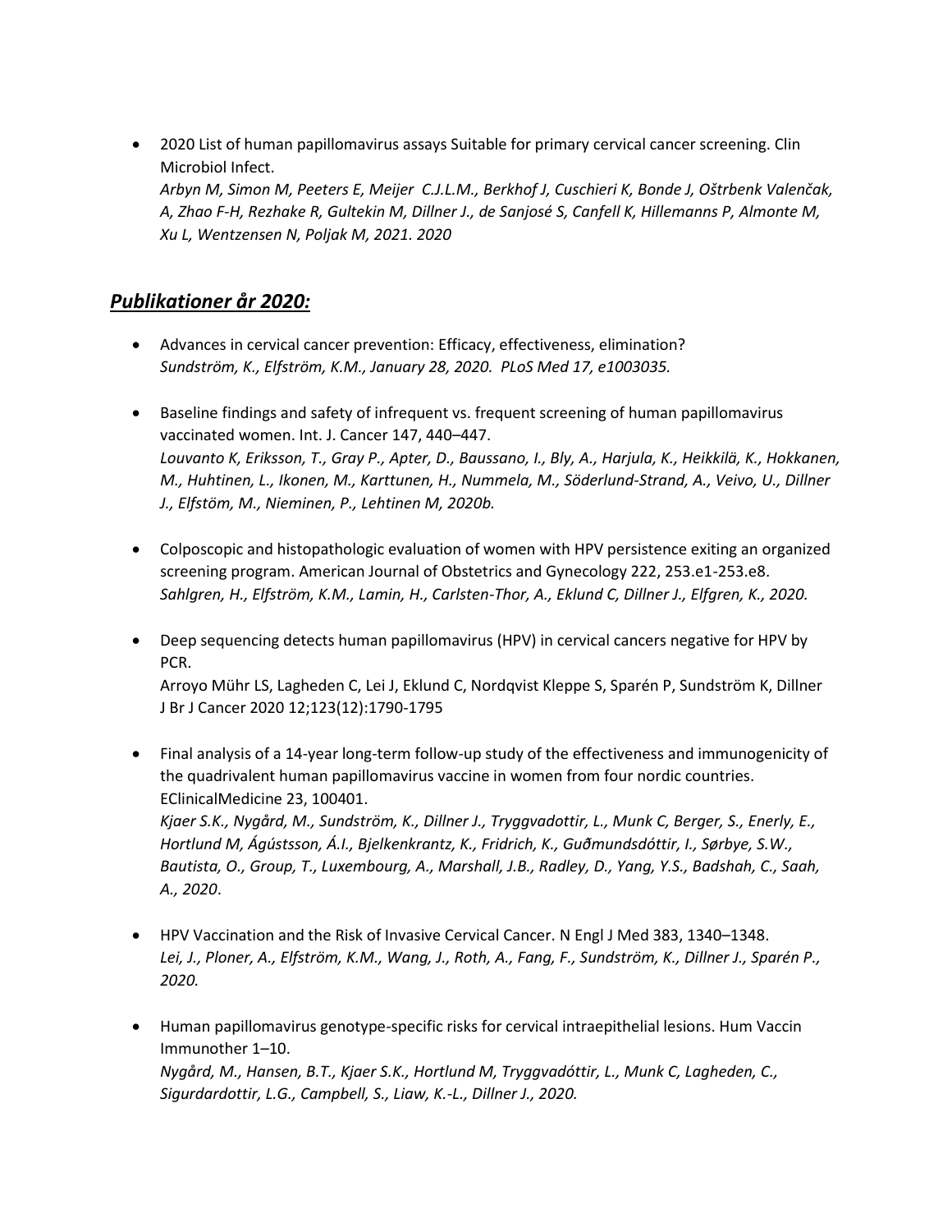- 2020 List of human papillomavirus assays Suitable for primary cervical cancer screening. Clin Microbiol Infect.
  *Arbyn M, Simon M, Peeters E, Meijer C.J.L.M., Berkhof J, Cuschieri K, Bonde J, Oštrbenk Valenčak, A, Zhao F-H, Rezhake R, Gultekin M, Dillner J., de Sanjosé S, Canfell K, Hillemanns P, Almonte M, Xu L, Wentzensen N, Poljak M, 2021. 2020*

## ***Publikationer år 2020:***

- Advances in cervical cancer prevention: Efficacy, effectiveness, elimination?
  *Sundström, K., Elfström, K.M., January 28, 2020. PLoS Med 17, e1003035.*

- Baseline findings and safety of infrequent vs. frequent screening of human papillomavirus vaccinated women. Int. J. Cancer 147, 440–447.
  *Louvanto K, Eriksson, T., Gray P., Apter, D., Baussano, I., Bly, A., Harjula, K., Heikkilä, K., Hokkanen, M., Huhtinen, L., Ikonen, M., Karttunen, H., Nummela, M., Söderlund-Strand, A., Veivo, U., Dillner J., Elfstöm, M., Nieminen, P., Lehtinen M, 2020b.*

- Colposcopic and histopathologic evaluation of women with HPV persistence exiting an organized screening program. American Journal of Obstetrics and Gynecology 222, 253.e1-253.e8.
  *Sahlgren, H., Elfström, K.M., Lamin, H., Carlsten-Thor, A., Eklund C, Dillner J., Elfgren, K., 2020.*

- Deep sequencing detects human papillomavirus (HPV) in cervical cancers negative for HPV by PCR.
  Arroyo Mühr LS, Lagheden C, Lei J, Eklund C, Nordqvist Kleppe S, Sparén P, Sundström K, Dillner J Br J Cancer 2020 12;123(12):1790-1795

- Final analysis of a 14-year long-term follow-up study of the effectiveness and immunogenicity of the quadrivalent human papillomavirus vaccine in women from four nordic countries. EClinicalMedicine 23, 100401.
  *Kjaer S.K., Nygård, M., Sundström, K., Dillner J., Tryggvadottir, L., Munk C, Berger, S., Enerly, E., Hortlund M, Ágústsson, Á.I., Bjelkenkrantz, K., Fridrich, K., Guðmundsdóttir, I., Sørbye, S.W., Bautista, O., Group, T., Luxembourg, A., Marshall, J.B., Radley, D., Yang, Y.S., Badshah, C., Saah, A., 2020*.

- HPV Vaccination and the Risk of Invasive Cervical Cancer. N Engl J Med 383, 1340–1348.
  *Lei, J., Ploner, A., Elfström, K.M., Wang, J., Roth, A., Fang, F., Sundström, K., Dillner J., Sparén P., 2020.*

- Human papillomavirus genotype-specific risks for cervical intraepithelial lesions. Hum Vaccin Immunother 1–10.
  *Nygård, M., Hansen, B.T., Kjaer S.K., Hortlund M, Tryggvadóttir, L., Munk C, Lagheden, C., Sigurdardottir, L.G., Campbell, S., Liaw, K.-L., Dillner J., 2020.*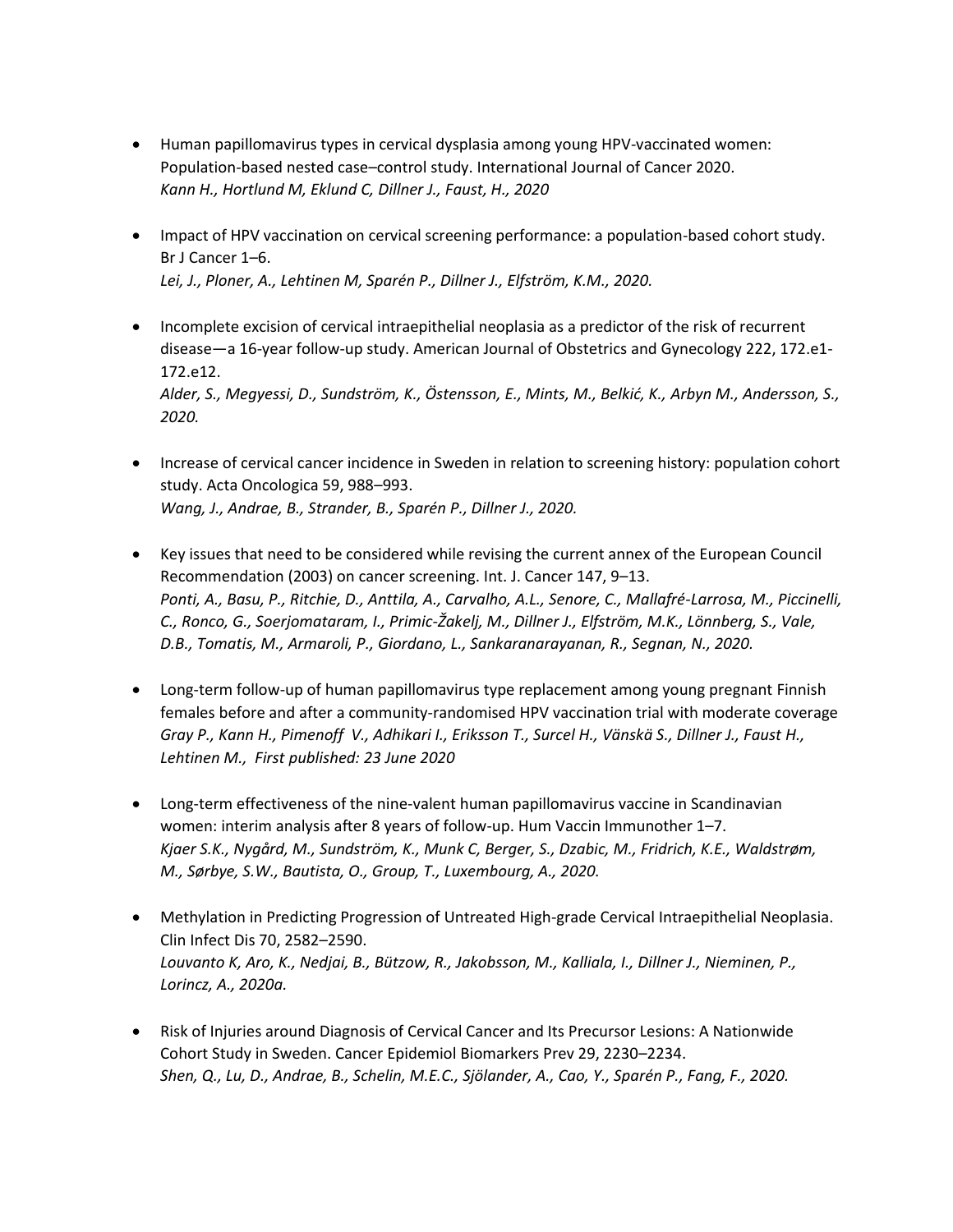- Human papillomavirus types in cervical dysplasia among young HPV-vaccinated women: Population-based nested case–control study. International Journal of Cancer 2020.
  *Kann H., Hortlund M, Eklund C, Dillner J., Faust, H., 2020*

- Impact of HPV vaccination on cervical screening performance: a population-based cohort study. Br J Cancer 1–6.
  *Lei, J., Ploner, A., Lehtinen M, Sparén P., Dillner J., Elfström, K.M., 2020.*

- Incomplete excision of cervical intraepithelial neoplasia as a predictor of the risk of recurrent disease—a 16-year follow-up study. American Journal of Obstetrics and Gynecology 222, 172.e1-172.e12.
  *Alder, S., Megyessi, D., Sundström, K., Östensson, E., Mints, M., Belkić, K., Arbyn M., Andersson, S., 2020.*

- Increase of cervical cancer incidence in Sweden in relation to screening history: population cohort study. Acta Oncologica 59, 988–993.
  *Wang, J., Andrae, B., Strander, B., Sparén P., Dillner J., 2020.*

- Key issues that need to be considered while revising the current annex of the European Council Recommendation (2003) on cancer screening. Int. J. Cancer 147, 9–13.
  *Ponti, A., Basu, P., Ritchie, D., Anttila, A., Carvalho, A.L., Senore, C., Mallafré-Larrosa, M., Piccinelli, C., Ronco, G., Soerjomataram, I., Primic-Žakelj, M., Dillner J., Elfström, M.K., Lönnberg, S., Vale, D.B., Tomatis, M., Armaroli, P., Giordano, L., Sankaranarayanan, R., Segnan, N., 2020.*

- Long-term follow-up of human papillomavirus type replacement among young pregnant Finnish females before and after a community-randomised HPV vaccination trial with moderate coverage
  *Gray P., Kann H., Pimenoff V., Adhikari I., Eriksson T., Surcel H., Vänskä S., Dillner J., Faust H., Lehtinen M., First published: 23 June 2020*

- Long-term effectiveness of the nine-valent human papillomavirus vaccine in Scandinavian women: interim analysis after 8 years of follow-up. Hum Vaccin Immunother 1–7.
  *Kjaer S.K., Nygård, M., Sundström, K., Munk C, Berger, S., Dzabic, M., Fridrich, K.E., Waldstrøm, M., Sørbye, S.W., Bautista, O., Group, T., Luxembourg, A., 2020.*

- Methylation in Predicting Progression of Untreated High-grade Cervical Intraepithelial Neoplasia. Clin Infect Dis 70, 2582–2590.
  *Louvanto K, Aro, K., Nedjai, B., Bützow, R., Jakobsson, M., Kalliala, I., Dillner J., Nieminen, P., Lorincz, A., 2020a.*

- Risk of Injuries around Diagnosis of Cervical Cancer and Its Precursor Lesions: A Nationwide Cohort Study in Sweden. Cancer Epidemiol Biomarkers Prev 29, 2230–2234.
  *Shen, Q., Lu, D., Andrae, B., Schelin, M.E.C., Sjölander, A., Cao, Y., Sparén P., Fang, F., 2020.*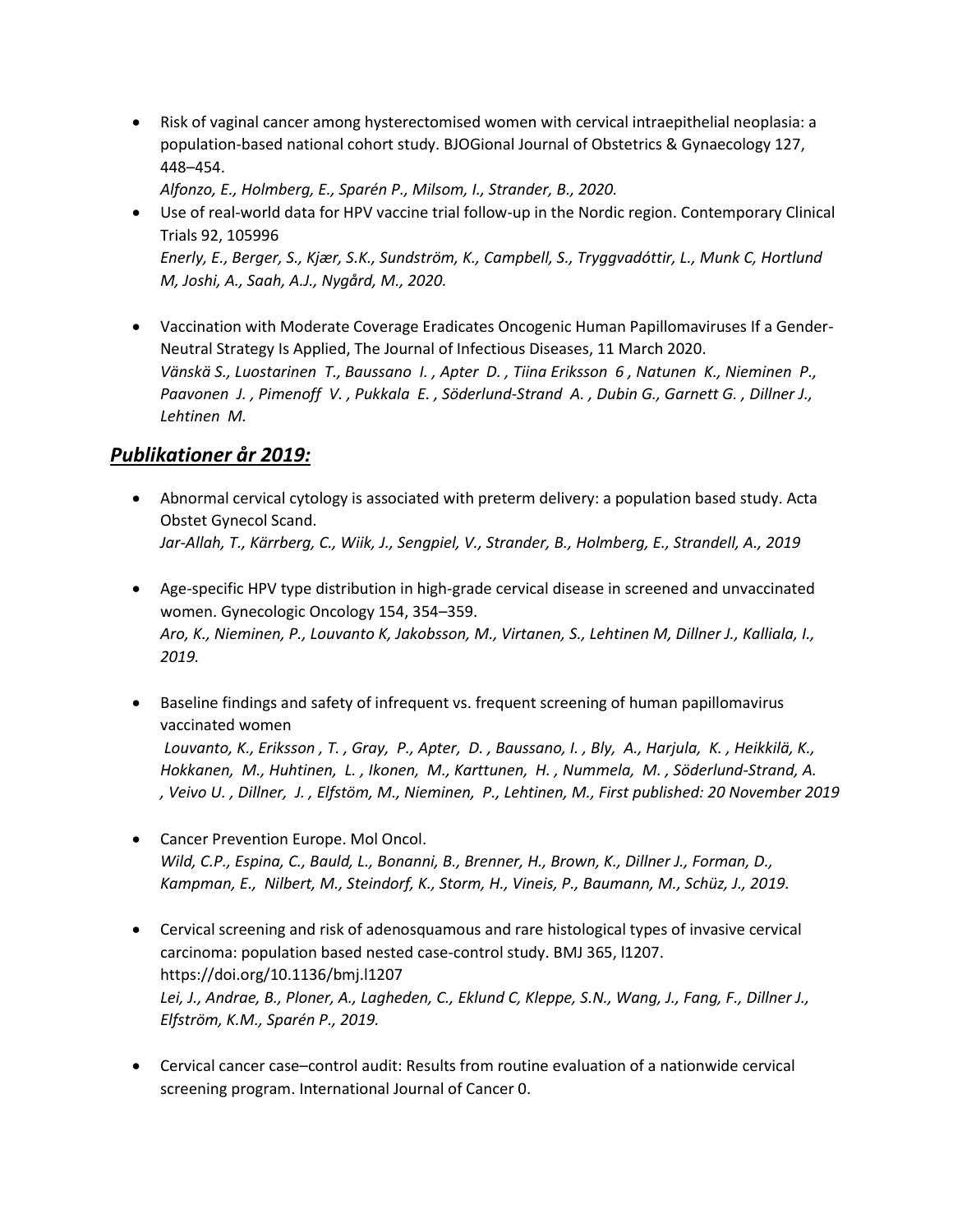- Risk of vaginal cancer among hysterectomised women with cervical intraepithelial neoplasia: a population-based national cohort study. BJOGional Journal of Obstetrics & Gynaecology 127, 448–454.
  *Alfonzo, E., Holmberg, E., Sparén P., Milsom, I., Strander, B., 2020.*
- Use of real-world data for HPV vaccine trial follow-up in the Nordic region. Contemporary Clinical Trials 92, 105996
  *Enerly, E., Berger, S., Kjær, S.K., Sundström, K., Campbell, S., Tryggvadóttir, L., Munk C, Hortlund M, Joshi, A., Saah, A.J., Nygård, M., 2020.*

- Vaccination with Moderate Coverage Eradicates Oncogenic Human Papillomaviruses If a Gender-Neutral Strategy Is Applied, The Journal of Infectious Diseases, 11 March 2020.
  *Vänskä S., Luostarinen T., Baussano I. , Apter D. , Tiina Eriksson 6 , Natunen K., Nieminen P., Paavonen J. , Pimenoff V. , Pukkala E. , Söderlund-Strand A. , Dubin G., Garnett G. , Dillner J., Lehtinen M.*

## ***Publikationer år 2019:***

- Abnormal cervical cytology is associated with preterm delivery: a population based study. Acta Obstet Gynecol Scand.
  *Jar-Allah, T., Kärrberg, C., Wiik, J., Sengpiel, V., Strander, B., Holmberg, E., Strandell, A., 2019*

- Age-specific HPV type distribution in high-grade cervical disease in screened and unvaccinated women. Gynecologic Oncology 154, 354–359.
  *Aro, K., Nieminen, P., Louvanto K, Jakobsson, M., Virtanen, S., Lehtinen M, Dillner J., Kalliala, I., 2019.*

- Baseline findings and safety of infrequent vs. frequent screening of human papillomavirus vaccinated women
  *Louvanto, K., Eriksson , T. , Gray, P., Apter, D. , Baussano, I. , Bly, A., Harjula, K. , Heikkilä, K., Hokkanen, M., Huhtinen, L. , Ikonen, M., Karttunen, H. , Nummela, M. , Söderlund-Strand, A. , Veivo U. , Dillner, J. , Elfstöm, M., Nieminen, P., Lehtinen, M., First published: 20 November 2019*

- Cancer Prevention Europe. Mol Oncol.
  *Wild, C.P., Espina, C., Bauld, L., Bonanni, B., Brenner, H., Brown, K., Dillner J., Forman, D., Kampman, E., Nilbert, M., Steindorf, K., Storm, H., Vineis, P., Baumann, M., Schüz, J., 2019.*

- Cervical screening and risk of adenosquamous and rare histological types of invasive cervical carcinoma: population based nested case-control study. BMJ 365, l1207. https://doi.org/10.1136/bmj.l1207
  *Lei, J., Andrae, B., Ploner, A., Lagheden, C., Eklund C, Kleppe, S.N., Wang, J., Fang, F., Dillner J., Elfström, K.M., Sparén P., 2019.*

- Cervical cancer case–control audit: Results from routine evaluation of a nationwide cervical screening program. International Journal of Cancer 0.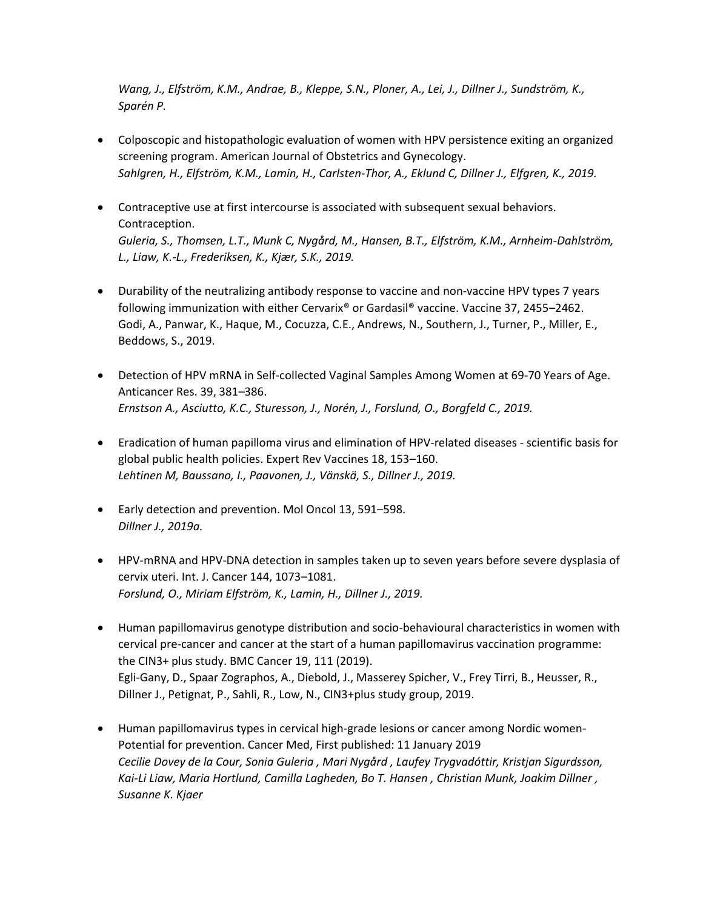*Wang, J., Elfström, K.M., Andrae, B., Kleppe, S.N., Ploner, A., Lei, J., Dillner J., Sundström, K., Sparén P.*

- Colposcopic and histopathologic evaluation of women with HPV persistence exiting an organized screening program. American Journal of Obstetrics and Gynecology.
  *Sahlgren, H., Elfström, K.M., Lamin, H., Carlsten-Thor, A., Eklund C, Dillner J., Elfgren, K., 2019.*

- Contraceptive use at first intercourse is associated with subsequent sexual behaviors. Contraception.
  *Guleria, S., Thomsen, L.T., Munk C, Nygård, M., Hansen, B.T., Elfström, K.M., Arnheim-Dahlström, L., Liaw, K.-L., Frederiksen, K., Kjær, S.K., 2019.*

- Durability of the neutralizing antibody response to vaccine and non-vaccine HPV types 7 years following immunization with either Cervarix® or Gardasil® vaccine. Vaccine 37, 2455–2462.
  Godi, A., Panwar, K., Haque, M., Cocuzza, C.E., Andrews, N., Southern, J., Turner, P., Miller, E., Beddows, S., 2019.

- Detection of HPV mRNA in Self-collected Vaginal Samples Among Women at 69-70 Years of Age. Anticancer Res. 39, 381–386.
  *Ernstson A., Asciutto, K.C., Sturesson, J., Norén, J., Forslund, O., Borgfeld C., 2019.*

- Eradication of human papilloma virus and elimination of HPV-related diseases - scientific basis for global public health policies. Expert Rev Vaccines 18, 153–160.
  *Lehtinen M, Baussano, I., Paavonen, J., Vänskä, S., Dillner J., 2019.*

- Early detection and prevention. Mol Oncol 13, 591–598.
  *Dillner J., 2019a.*

- HPV-mRNA and HPV-DNA detection in samples taken up to seven years before severe dysplasia of cervix uteri. Int. J. Cancer 144, 1073–1081.
  *Forslund, O., Miriam Elfström, K., Lamin, H., Dillner J., 2019.*

- Human papillomavirus genotype distribution and socio-behavioural characteristics in women with cervical pre-cancer and cancer at the start of a human papillomavirus vaccination programme: the CIN3+ plus study. BMC Cancer 19, 111 (2019).
  Egli-Gany, D., Spaar Zographos, A., Diebold, J., Masserey Spicher, V., Frey Tirri, B., Heusser, R., Dillner J., Petignat, P., Sahli, R., Low, N., CIN3+plus study group, 2019.

- Human papillomavirus types in cervical high-grade lesions or cancer among Nordic women-Potential for prevention. Cancer Med, First published: 11 January 2019
  *Cecilie Dovey de la Cour, Sonia Guleria , Mari Nygård , Laufey Trygvadóttir, Kristjan Sigurdsson, Kai-Li Liaw, Maria Hortlund, Camilla Lagheden, Bo T. Hansen , Christian Munk, Joakim Dillner , Susanne K. Kjaer*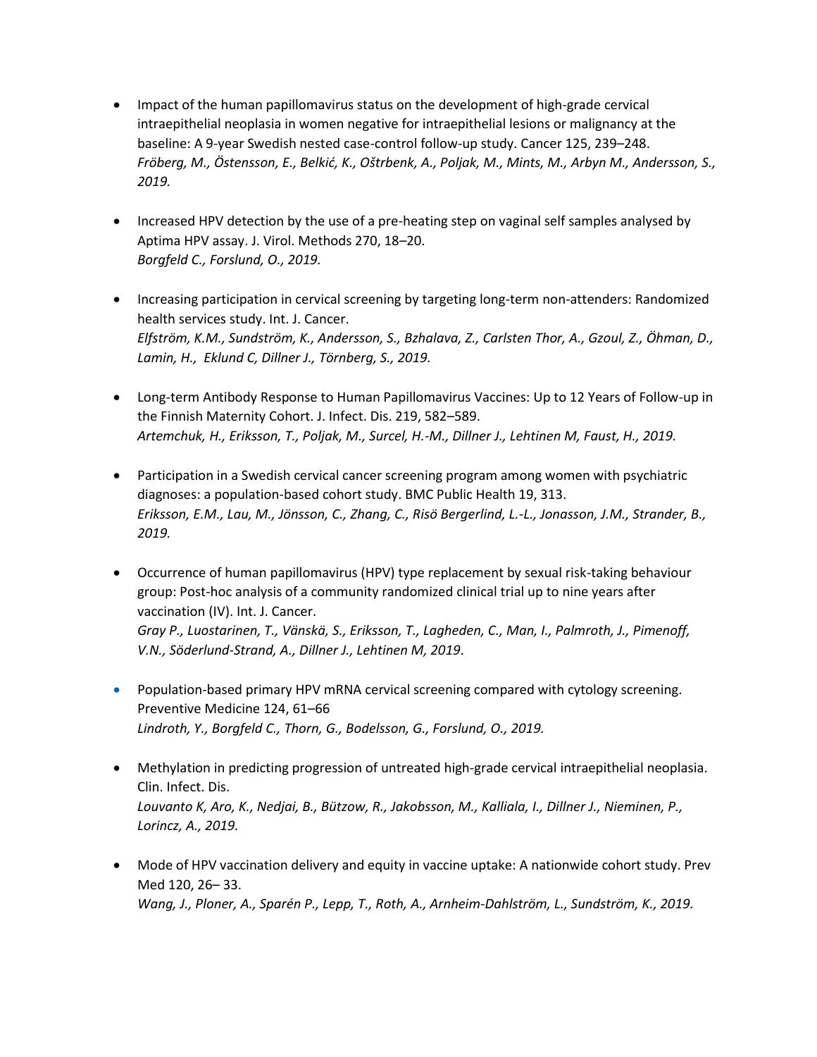- Impact of the human papillomavirus status on the development of high-grade cervical intraepithelial neoplasia in women negative for intraepithelial lesions or malignancy at the baseline: A 9-year Swedish nested case-control follow-up study. Cancer 125, 239–248.
  *Fröberg, M., Östensson, E., Belkić, K., Oštrbenk, A., Poljak, M., Mints, M., Arbyn M., Andersson, S., 2019.*

- Increased HPV detection by the use of a pre-heating step on vaginal self samples analysed by Aptima HPV assay. J. Virol. Methods 270, 18–20.
  *Borgfeld C., Forslund, O., 2019.*

- Increasing participation in cervical screening by targeting long-term non-attenders: Randomized health services study. Int. J. Cancer.
  *Elfström, K.M., Sundström, K., Andersson, S., Bzhalava, Z., Carlsten Thor, A., Gzoul, Z., Öhman, D., Lamin, H., Eklund C, Dillner J., Törnberg, S., 2019.*

- Long-term Antibody Response to Human Papillomavirus Vaccines: Up to 12 Years of Follow-up in the Finnish Maternity Cohort. J. Infect. Dis. 219, 582–589.
  *Artemchuk, H., Eriksson, T., Poljak, M., Surcel, H.-M., Dillner J., Lehtinen M, Faust, H., 2019.*

- Participation in a Swedish cervical cancer screening program among women with psychiatric diagnoses: a population-based cohort study. BMC Public Health 19, 313.
  *Eriksson, E.M., Lau, M., Jönsson, C., Zhang, C., Risö Bergerlind, L.-L., Jonasson, J.M., Strander, B., 2019.*

- Occurrence of human papillomavirus (HPV) type replacement by sexual risk-taking behaviour group: Post-hoc analysis of a community randomized clinical trial up to nine years after vaccination (IV). Int. J. Cancer.
  *Gray P., Luostarinen, T., Vänskä, S., Eriksson, T., Lagheden, C., Man, I., Palmroth, J., Pimenoff, V.N., Söderlund-Strand, A., Dillner J., Lehtinen M, 2019*.

- Population-based primary HPV mRNA cervical screening compared with cytology screening. Preventive Medicine 124, 61–66
  *Lindroth, Y., Borgfeld C., Thorn, G., Bodelsson, G., Forslund, O., 2019.*

- Methylation in predicting progression of untreated high-grade cervical intraepithelial neoplasia. Clin. Infect. Dis.
  *Louvanto K, Aro, K., Nedjai, B., Bützow, R., Jakobsson, M., Kalliala, I., Dillner J., Nieminen, P., Lorincz, A., 2019.*

- Mode of HPV vaccination delivery and equity in vaccine uptake: A nationwide cohort study. Prev Med 120, 26– 33.
  *Wang, J., Ploner, A., Sparén P., Lepp, T., Roth, A., Arnheim-Dahlström, L., Sundström, K., 2019.*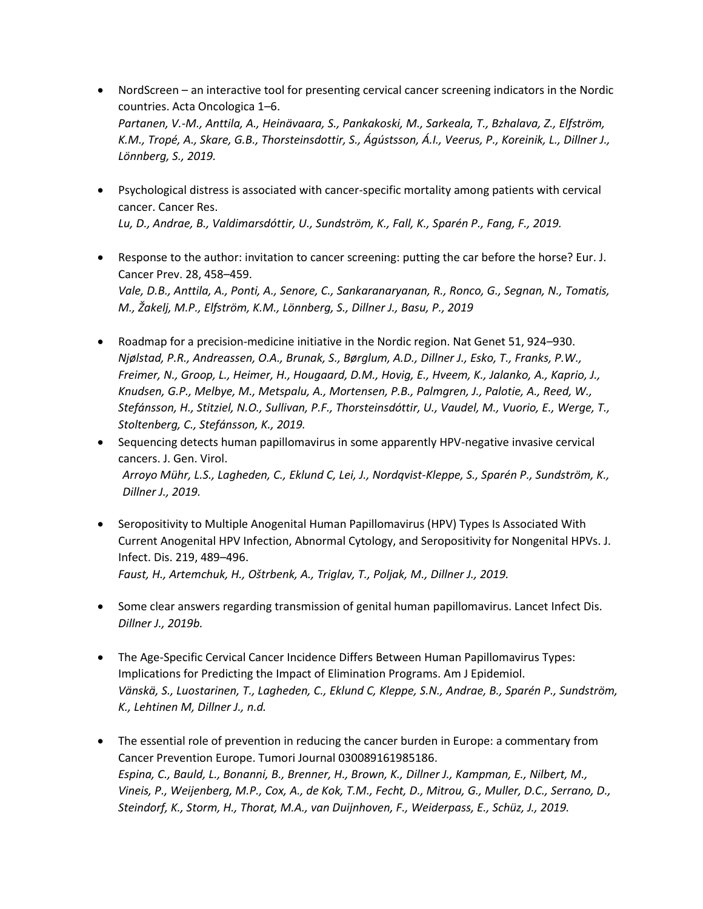- NordScreen – an interactive tool for presenting cervical cancer screening indicators in the Nordic countries. Acta Oncologica 1–6.
  *Partanen, V.-M., Anttila, A., Heinävaara, S., Pankakoski, M., Sarkeala, T., Bzhalava, Z., Elfström, K.M., Tropé, A., Skare, G.B., Thorsteinsdottir, S., Ágústsson, Á.I., Veerus, P., Koreinik, L., Dillner J., Lönnberg, S., 2019.*

- Psychological distress is associated with cancer-specific mortality among patients with cervical cancer. Cancer Res.
  *Lu, D., Andrae, B., Valdimarsdóttir, U., Sundström, K., Fall, K., Sparén P., Fang, F., 2019.*

- Response to the author: invitation to cancer screening: putting the car before the horse? Eur. J. Cancer Prev. 28, 458–459.
  *Vale, D.B., Anttila, A., Ponti, A., Senore, C., Sankaranaryanan, R., Ronco, G., Segnan, N., Tomatis, M., Žakelj, M.P., Elfström, K.M., Lönnberg, S., Dillner J., Basu, P., 2019*

- Roadmap for a precision-medicine initiative in the Nordic region. Nat Genet 51, 924–930.
  *Njølstad, P.R., Andreassen, O.A., Brunak, S., Børglum, A.D., Dillner J., Esko, T., Franks, P.W., Freimer, N., Groop, L., Heimer, H., Hougaard, D.M., Hovig, E., Hveem, K., Jalanko, A., Kaprio, J., Knudsen, G.P., Melbye, M., Metspalu, A., Mortensen, P.B., Palmgren, J., Palotie, A., Reed, W., Stefánsson, H., Stitziel, N.O., Sullivan, P.F., Thorsteinsdóttir, U., Vaudel, M., Vuorio, E., Werge, T., Stoltenberg, C., Stefánsson, K., 2019.*
- Sequencing detects human papillomavirus in some apparently HPV-negative invasive cervical cancers. J. Gen. Virol.
  *Arroyo Mühr, L.S., Lagheden, C., Eklund C, Lei, J., Nordqvist-Kleppe, S., Sparén P., Sundström, K., Dillner J., 2019.*

- Seropositivity to Multiple Anogenital Human Papillomavirus (HPV) Types Is Associated With Current Anogenital HPV Infection, Abnormal Cytology, and Seropositivity for Nongenital HPVs. J. Infect. Dis. 219, 489–496.
  *Faust, H., Artemchuk, H., Oštrbenk, A., Triglav, T., Poljak, M., Dillner J., 2019.*

- Some clear answers regarding transmission of genital human papillomavirus. Lancet Infect Dis.
  *Dillner J., 2019b.*

- The Age-Specific Cervical Cancer Incidence Differs Between Human Papillomavirus Types: Implications for Predicting the Impact of Elimination Programs. Am J Epidemiol.
  *Vänskä, S., Luostarinen, T., Lagheden, C., Eklund C, Kleppe, S.N., Andrae, B., Sparén P., Sundström, K., Lehtinen M, Dillner J., n.d.*

- The essential role of prevention in reducing the cancer burden in Europe: a commentary from Cancer Prevention Europe. Tumori Journal 030089161985186.
  *Espina, C., Bauld, L., Bonanni, B., Brenner, H., Brown, K., Dillner J., Kampman, E., Nilbert, M., Vineis, P., Weijenberg, M.P., Cox, A., de Kok, T.M., Fecht, D., Mitrou, G., Muller, D.C., Serrano, D., Steindorf, K., Storm, H., Thorat, M.A., van Duijnhoven, F., Weiderpass, E., Schüz, J., 2019.*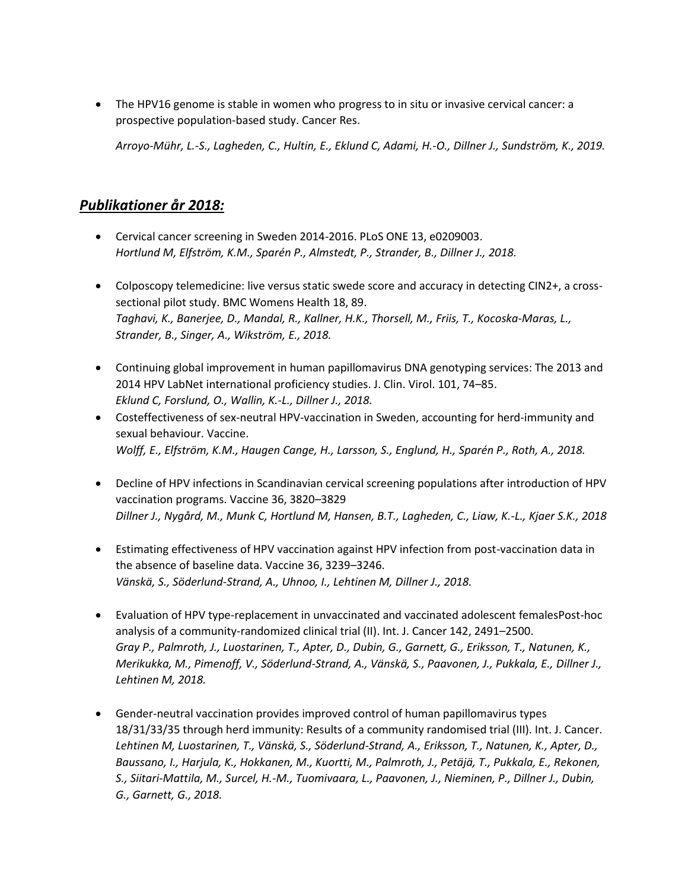- The HPV16 genome is stable in women who progress to in situ or invasive cervical cancer: a prospective population-based study. Cancer Res.

  *Arroyo-Mühr, L.-S., Lagheden, C., Hultin, E., Eklund C, Adami, H.-O., Dillner J., Sundström, K., 2019.*

## ***Publikationer år 2018:***

- Cervical cancer screening in Sweden 2014-2016. PLoS ONE 13, e0209003.  
  *Hortlund M, Elfström, K.M., Sparén P., Almstedt, P., Strander, B., Dillner J., 2018.*

- Colposcopy telemedicine: live versus static swede score and accuracy in detecting CIN2+, a cross-sectional pilot study. BMC Womens Health 18, 89.  
  *Taghavi, K., Banerjee, D., Mandal, R., Kallner, H.K., Thorsell, M., Friis, T., Kocoska-Maras, L., Strander, B., Singer, A., Wikström, E., 2018.*

- Continuing global improvement in human papillomavirus DNA genotyping services: The 2013 and 2014 HPV LabNet international proficiency studies. J. Clin. Virol. 101, 74–85.  
  *Eklund C, Forslund, O., Wallin, K.-L., Dillner J., 2018.*
- Costeffectiveness of sex-neutral HPV-vaccination in Sweden, accounting for herd-immunity and sexual behaviour. Vaccine.  
  *Wolff, E., Elfström, K.M., Haugen Cange, H., Larsson, S., Englund, H., Sparén P., Roth, A., 2018.*

- Decline of HPV infections in Scandinavian cervical screening populations after introduction of HPV vaccination programs. Vaccine 36, 3820–3829  
  *Dillner J., Nygård, M., Munk C, Hortlund M, Hansen, B.T., Lagheden, C., Liaw, K.-L., Kjaer S.K., 2018*

- Estimating effectiveness of HPV vaccination against HPV infection from post-vaccination data in the absence of baseline data. Vaccine 36, 3239–3246.  
  *Vänskä, S., Söderlund-Strand, A., Uhnoo, I., Lehtinen M, Dillner J., 2018.*

- Evaluation of HPV type-replacement in unvaccinated and vaccinated adolescent femalesPost-hoc analysis of a community-randomized clinical trial (II). Int. J. Cancer 142, 2491–2500.  
  *Gray P., Palmroth, J., Luostarinen, T., Apter, D., Dubin, G., Garnett, G., Eriksson, T., Natunen, K., Merikukka, M., Pimenoff, V., Söderlund-Strand, A., Vänskä, S., Paavonen, J., Pukkala, E., Dillner J., Lehtinen M, 2018.*

- Gender-neutral vaccination provides improved control of human papillomavirus types 18/31/33/35 through herd immunity: Results of a community randomised trial (III). Int. J. Cancer.  
  *Lehtinen M, Luostarinen, T., Vänskä, S., Söderlund-Strand, A., Eriksson, T., Natunen, K., Apter, D., Baussano, I., Harjula, K., Hokkanen, M., Kuortti, M., Palmroth, J., Petäjä, T., Pukkala, E., Rekonen, S., Siitari-Mattila, M., Surcel, H.-M., Tuomivaara, L., Paavonen, J., Nieminen, P., Dillner J., Dubin, G., Garnett, G., 2018.*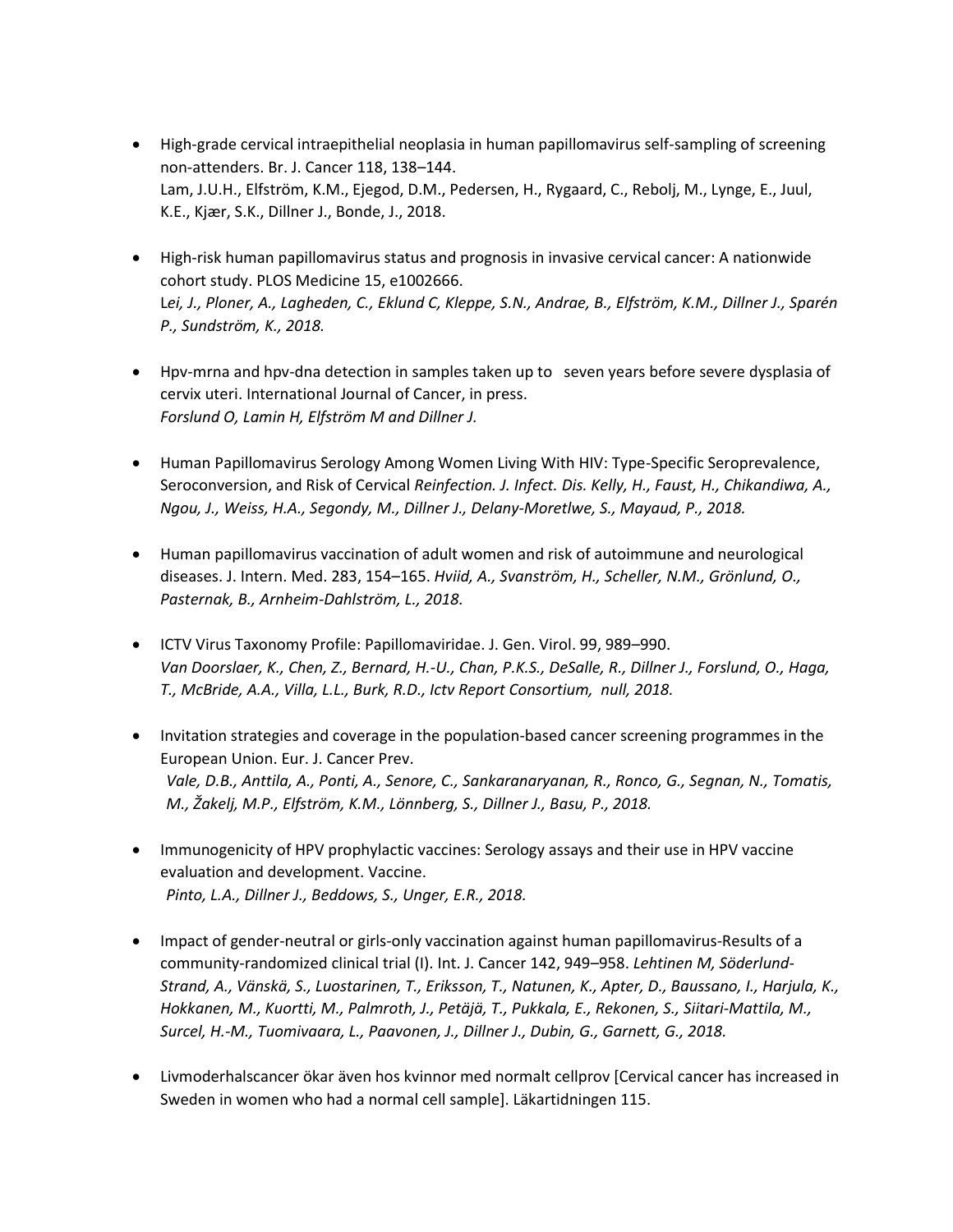- High-grade cervical intraepithelial neoplasia in human papillomavirus self-sampling of screening non-attenders. Br. J. Cancer 118, 138–144.
  Lam, J.U.H., Elfström, K.M., Ejegod, D.M., Pedersen, H., Rygaard, C., Rebolj, M., Lynge, E., Juul, K.E., Kjær, S.K., Dillner J., Bonde, J., 2018.

- High-risk human papillomavirus status and prognosis in invasive cervical cancer: A nationwide cohort study. PLOS Medicine 15, e1002666.
  L*ei, J., Ploner, A., Lagheden, C., Eklund C, Kleppe, S.N., Andrae, B., Elfström, K.M., Dillner J., Sparén P., Sundström, K., 2018.*

- Hpv-mrna and hpv-dna detection in samples taken up to seven years before severe dysplasia of cervix uteri. International Journal of Cancer, in press.
  *Forslund O, Lamin H, Elfström M and Dillner J.*

- Human Papillomavirus Serology Among Women Living With HIV: Type-Specific Seroprevalence, Seroconversion, and Risk of Cervical *Reinfection. J. Infect. Dis. Kelly, H., Faust, H., Chikandiwa, A., Ngou, J., Weiss, H.A., Segondy, M., Dillner J., Delany-Moretlwe, S., Mayaud, P., 2018.*

- Human papillomavirus vaccination of adult women and risk of autoimmune and neurological diseases. J. Intern. Med. 283, 154–165. *Hviid, A., Svanström, H., Scheller, N.M., Grönlund, O., Pasternak, B., Arnheim-Dahlström, L., 2018.*

- ICTV Virus Taxonomy Profile: Papillomaviridae. J. Gen. Virol. 99, 989–990.
  *Van Doorslaer, K., Chen, Z., Bernard, H.-U., Chan, P.K.S., DeSalle, R., Dillner J., Forslund, O., Haga, T., McBride, A.A., Villa, L.L., Burk, R.D., Ictv Report Consortium, null, 2018.*

- Invitation strategies and coverage in the population-based cancer screening programmes in the European Union. Eur. J. Cancer Prev.
  *Vale, D.B., Anttila, A., Ponti, A., Senore, C., Sankaranaryanan, R., Ronco, G., Segnan, N., Tomatis, M., Žakelj, M.P., Elfström, K.M., Lönnberg, S., Dillner J., Basu, P., 2018.*

- Immunogenicity of HPV prophylactic vaccines: Serology assays and their use in HPV vaccine evaluation and development. Vaccine.
  *Pinto, L.A., Dillner J., Beddows, S., Unger, E.R., 2018.*

- Impact of gender-neutral or girls-only vaccination against human papillomavirus-Results of a community-randomized clinical trial (I). Int. J. Cancer 142, 949–958. *Lehtinen M, Söderlund-Strand, A., Vänskä, S., Luostarinen, T., Eriksson, T., Natunen, K., Apter, D., Baussano, I., Harjula, K., Hokkanen, M., Kuortti, M., Palmroth, J., Petäjä, T., Pukkala, E., Rekonen, S., Siitari-Mattila, M., Surcel, H.-M., Tuomivaara, L., Paavonen, J., Dillner J., Dubin, G., Garnett, G., 2018.*

- Livmoderhalscancer ökar även hos kvinnor med normalt cellprov [Cervical cancer has increased in Sweden in women who had a normal cell sample]. Läkartidningen 115.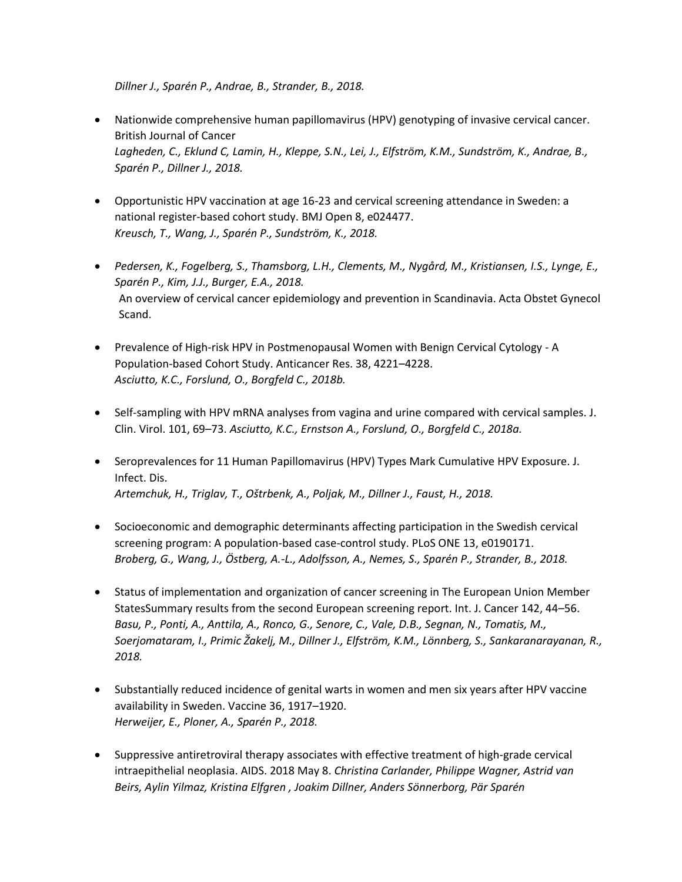*Dillner J., Sparén P., Andrae, B., Strander, B., 2018.*

- Nationwide comprehensive human papillomavirus (HPV) genotyping of invasive cervical cancer. British Journal of Cancer
  *Lagheden, C., Eklund C, Lamin, H., Kleppe, S.N., Lei, J., Elfström, K.M., Sundström, K., Andrae, B., Sparén P., Dillner J., 2018.*

- Opportunistic HPV vaccination at age 16-23 and cervical screening attendance in Sweden: a national register-based cohort study. BMJ Open 8, e024477.
  *Kreusch, T., Wang, J., Sparén P., Sundström, K., 2018.*

- *Pedersen, K., Fogelberg, S., Thamsborg, L.H., Clements, M., Nygård, M., Kristiansen, I.S., Lynge, E., Sparén P., Kim, J.J., Burger, E.A., 2018.*
  An overview of cervical cancer epidemiology and prevention in Scandinavia. Acta Obstet Gynecol Scand.

- Prevalence of High-risk HPV in Postmenopausal Women with Benign Cervical Cytology - A Population-based Cohort Study. Anticancer Res. 38, 4221–4228.
  *Asciutto, K.C., Forslund, O., Borgfeld C., 2018b.*

- Self-sampling with HPV mRNA analyses from vagina and urine compared with cervical samples. J. Clin. Virol. 101, 69–73. *Asciutto, K.C., Ernstson A., Forslund, O., Borgfeld C., 2018a.*

- Seroprevalences for 11 Human Papillomavirus (HPV) Types Mark Cumulative HPV Exposure. J. Infect. Dis.
  *Artemchuk, H., Triglav, T., Oštrbenk, A., Poljak, M., Dillner J., Faust, H., 2018.*

- Socioeconomic and demographic determinants affecting participation in the Swedish cervical screening program: A population-based case-control study. PLoS ONE 13, e0190171.
  *Broberg, G., Wang, J., Östberg, A.-L., Adolfsson, A., Nemes, S., Sparén P., Strander, B., 2018.*

- Status of implementation and organization of cancer screening in The European Union Member StatesSummary results from the second European screening report. Int. J. Cancer 142, 44–56.
  *Basu, P., Ponti, A., Anttila, A., Ronco, G., Senore, C., Vale, D.B., Segnan, N., Tomatis, M., Soerjomataram, I., Primic Žakelj, M., Dillner J., Elfström, K.M., Lönnberg, S., Sankaranarayanan, R., 2018.*

- Substantially reduced incidence of genital warts in women and men six years after HPV vaccine availability in Sweden. Vaccine 36, 1917–1920.
  *Herweijer, E., Ploner, A., Sparén P., 2018.*

- Suppressive antiretroviral therapy associates with effective treatment of high-grade cervical intraepithelial neoplasia. AIDS. 2018 May 8. *Christina Carlander, Philippe Wagner, Astrid van Beirs, Aylin Yilmaz, Kristina Elfgren , Joakim Dillner, Anders Sönnerborg, Pär Sparén*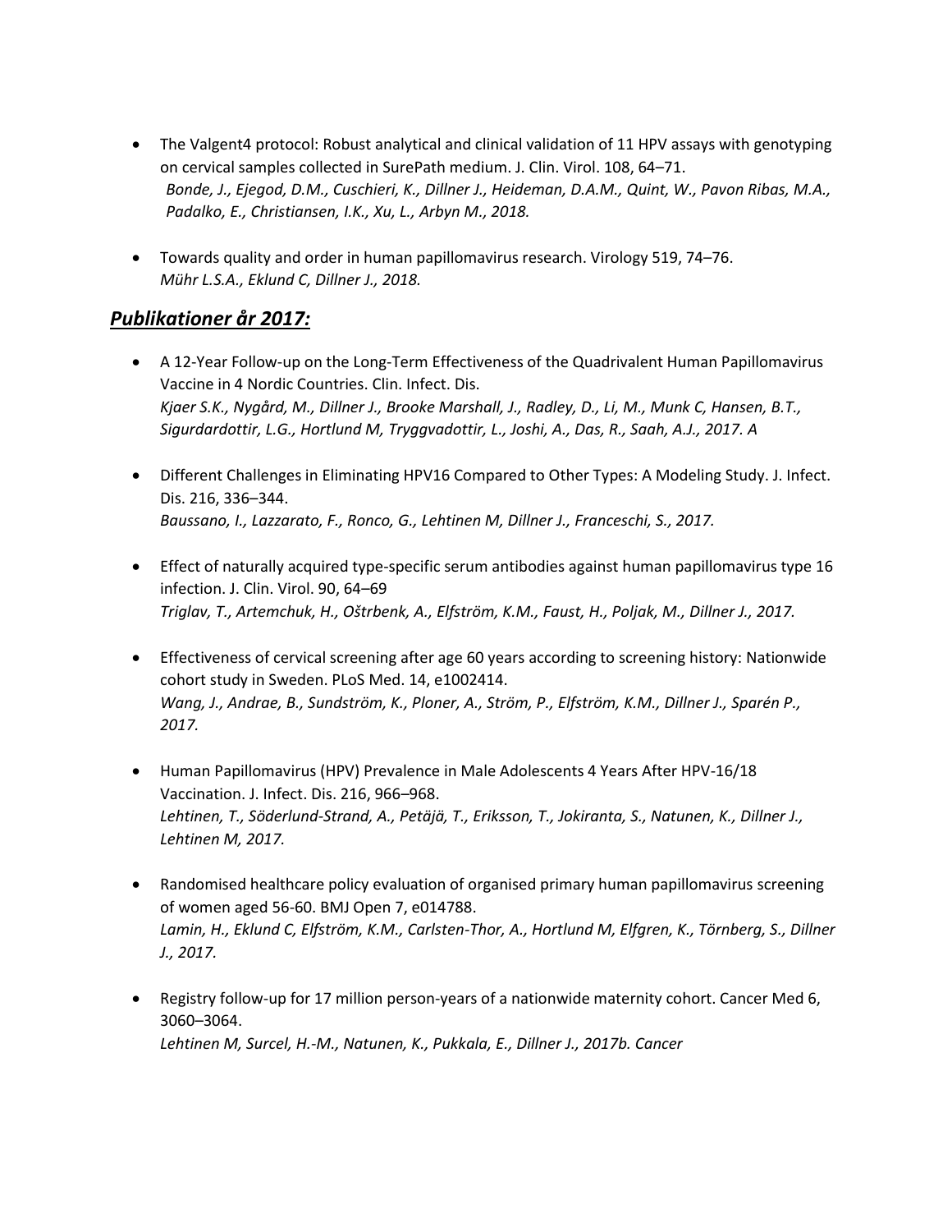- The Valgent4 protocol: Robust analytical and clinical validation of 11 HPV assays with genotyping on cervical samples collected in SurePath medium. J. Clin. Virol. 108, 64–71.
  *Bonde, J., Ejegod, D.M., Cuschieri, K., Dillner J., Heideman, D.A.M., Quint, W., Pavon Ribas, M.A., Padalko, E., Christiansen, I.K., Xu, L., Arbyn M., 2018.*

- Towards quality and order in human papillomavirus research. Virology 519, 74–76.
  *Mühr L.S.A., Eklund C, Dillner J., 2018.*

## ***Publikationer år 2017:***

- A 12-Year Follow-up on the Long-Term Effectiveness of the Quadrivalent Human Papillomavirus Vaccine in 4 Nordic Countries. Clin. Infect. Dis.
  *Kjaer S.K., Nygård, M., Dillner J., Brooke Marshall, J., Radley, D., Li, M., Munk C, Hansen, B.T., Sigurdardottir, L.G., Hortlund M, Tryggvadottir, L., Joshi, A., Das, R., Saah, A.J., 2017. A*

- Different Challenges in Eliminating HPV16 Compared to Other Types: A Modeling Study. J. Infect. Dis. 216, 336–344.
  *Baussano, I., Lazzarato, F., Ronco, G., Lehtinen M, Dillner J., Franceschi, S., 2017.*

- Effect of naturally acquired type-specific serum antibodies against human papillomavirus type 16 infection. J. Clin. Virol. 90, 64–69
  *Triglav, T., Artemchuk, H., Oštrbenk, A., Elfström, K.M., Faust, H., Poljak, M., Dillner J., 2017.*

- Effectiveness of cervical screening after age 60 years according to screening history: Nationwide cohort study in Sweden. PLoS Med. 14, e1002414.
  *Wang, J., Andrae, B., Sundström, K., Ploner, A., Ström, P., Elfström, K.M., Dillner J., Sparén P., 2017.*

- Human Papillomavirus (HPV) Prevalence in Male Adolescents 4 Years After HPV-16/18 Vaccination. J. Infect. Dis. 216, 966–968.
  *Lehtinen, T., Söderlund-Strand, A., Petäjä, T., Eriksson, T., Jokiranta, S., Natunen, K., Dillner J., Lehtinen M, 2017.*

- Randomised healthcare policy evaluation of organised primary human papillomavirus screening of women aged 56-60. BMJ Open 7, e014788.
  *Lamin, H., Eklund C, Elfström, K.M., Carlsten-Thor, A., Hortlund M, Elfgren, K., Törnberg, S., Dillner J., 2017.*

- Registry follow-up for 17 million person-years of a nationwide maternity cohort. Cancer Med 6, 3060–3064.
  *Lehtinen M, Surcel, H.-M., Natunen, K., Pukkala, E., Dillner J., 2017b. Cancer*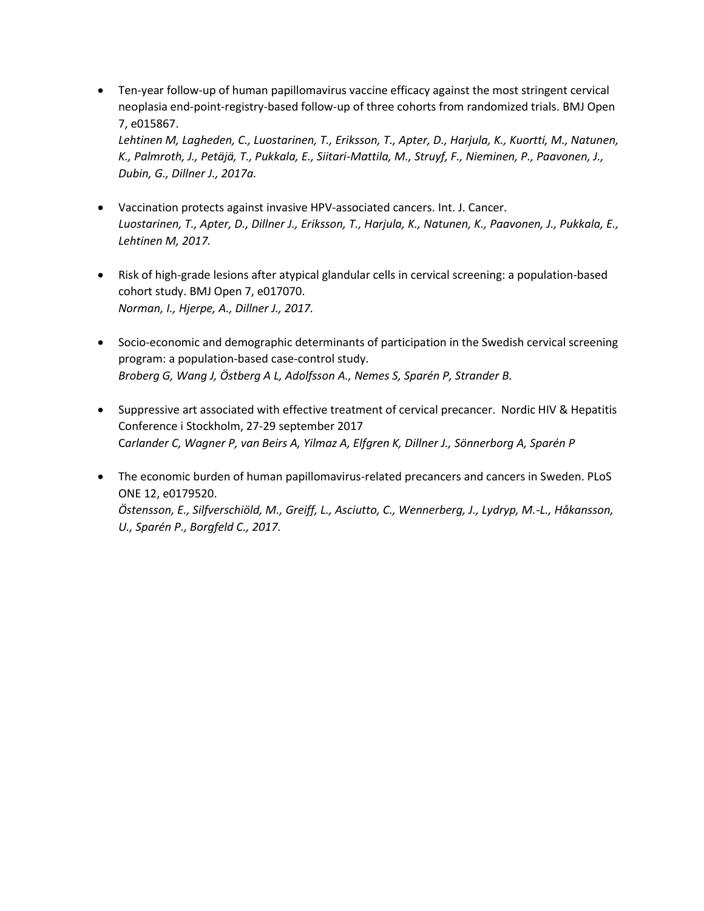- Ten-year follow-up of human papillomavirus vaccine efficacy against the most stringent cervical neoplasia end-point-registry-based follow-up of three cohorts from randomized trials. BMJ Open 7, e015867.
  *Lehtinen M, Lagheden, C., Luostarinen, T., Eriksson, T., Apter, D., Harjula, K., Kuortti, M., Natunen, K., Palmroth, J., Petäjä, T., Pukkala, E., Siitari-Mattila, M., Struyf, F., Nieminen, P., Paavonen, J., Dubin, G., Dillner J., 2017a.*

- Vaccination protects against invasive HPV-associated cancers. Int. J. Cancer.
  *Luostarinen, T., Apter, D., Dillner J., Eriksson, T., Harjula, K., Natunen, K., Paavonen, J., Pukkala, E., Lehtinen M, 2017.*

- Risk of high-grade lesions after atypical glandular cells in cervical screening: a population-based cohort study. BMJ Open 7, e017070.
  *Norman, I., Hjerpe, A., Dillner J., 2017.*

- Socio-economic and demographic determinants of participation in the Swedish cervical screening program: a population-based case-control study.
  *Broberg G, Wang J, Östberg A L, Adolfsson A., Nemes S, Sparén P, Strander B.*

- Suppressive art associated with effective treatment of cervical precancer. Nordic HIV & Hepatitis Conference i Stockholm, 27-29 september 2017
  C*arlander C, Wagner P, van Beirs A, Yilmaz A, Elfgren K, Dillner J., Sönnerborg A, Sparén P*

- The economic burden of human papillomavirus-related precancers and cancers in Sweden. PLoS ONE 12, e0179520.
  *Östensson, E., Silfverschiöld, M., Greiff, L., Asciutto, C., Wennerberg, J., Lydryp, M.-L., Håkansson, U., Sparén P., Borgfeld C., 2017.*